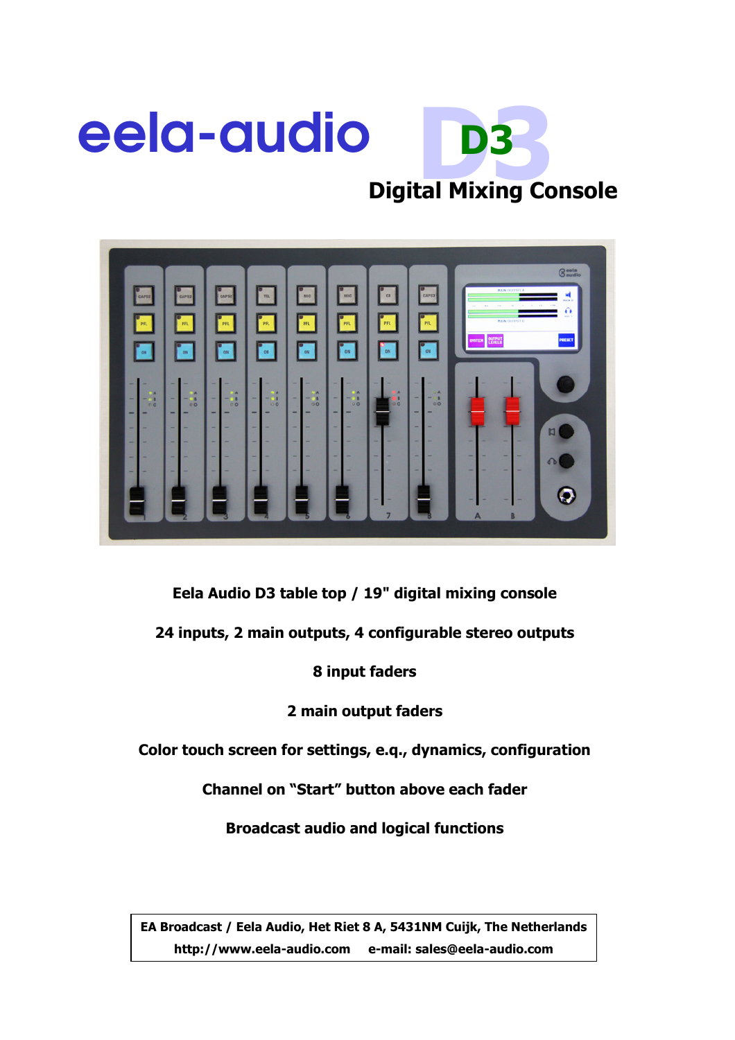# eela-audio D3

## Digital Mixing Console

**Eela Audio D3 table top / 19" digital mixing console**

**24 inputs, 2 main outputs, 4 configurable stereo outputs**

**8 input faders**

**2 main output faders**

**Color touch screen for settings, e.q., dynamics, configuration**

**Channel on "Start" button above each fader**

**Broadcast audio and logical functions**

**EA Broadcast / Eela Audio, Het Riet 8 A, 5431NM Cuijk, The Netherlands**
**http://www.eela-audio.com e-mail: sales@eela-audio.com**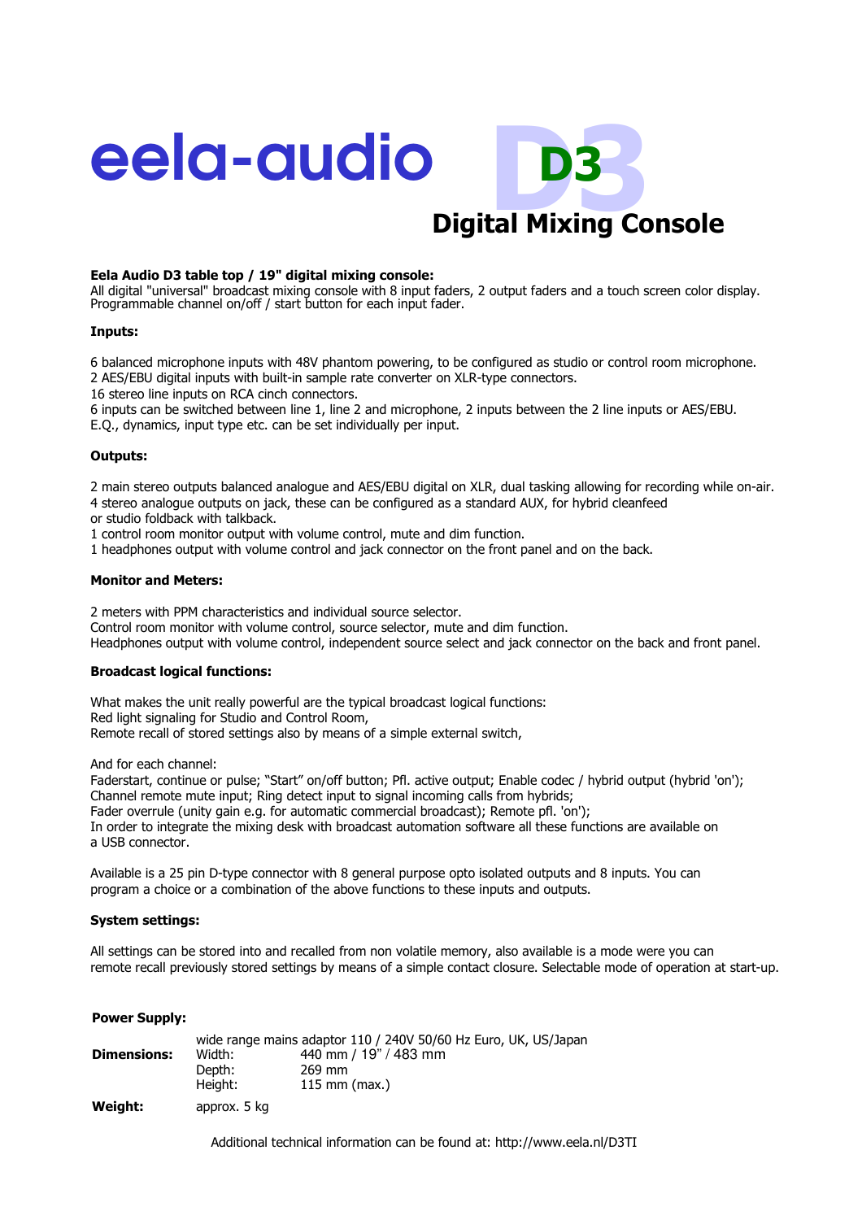# eela-audio D3

## Digital Mixing Console

**Eela Audio D3 table top / 19" digital mixing console:**
All digital "universal" broadcast mixing console with 8 input faders, 2 output faders and a touch screen color display. Programmable channel on/off / start button for each input fader.

**Inputs:**

6 balanced microphone inputs with 48V phantom powering, to be configured as studio or control room microphone.
2 AES/EBU digital inputs with built-in sample rate converter on XLR-type connectors.
16 stereo line inputs on RCA cinch connectors.
6 inputs can be switched between line 1, line 2 and microphone, 2 inputs between the 2 line inputs or AES/EBU.
E.Q., dynamics, input type etc. can be set individually per input.

**Outputs:**

2 main stereo outputs balanced analogue and AES/EBU digital on XLR, dual tasking allowing for recording while on-air.
4 stereo analogue outputs on jack, these can be configured as a standard AUX, for hybrid cleanfeed or studio foldback with talkback.
1 control room monitor output with volume control, mute and dim function.
1 headphones output with volume control and jack connector on the front panel and on the back.

**Monitor and Meters:**

2 meters with PPM characteristics and individual source selector.
Control room monitor with volume control, source selector, mute and dim function.
Headphones output with volume control, independent source select and jack connector on the back and front panel.

**Broadcast logical functions:**

What makes the unit really powerful are the typical broadcast logical functions:
Red light signaling for Studio and Control Room,
Remote recall of stored settings also by means of a simple external switch,

And for each channel:
Faderstart, continue or pulse; “Start” on/off button; Pfl. active output; Enable codec / hybrid output (hybrid 'on');
Channel remote mute input; Ring detect input to signal incoming calls from hybrids;
Fader overrule (unity gain e.g. for automatic commercial broadcast); Remote pfl. 'on');
In order to integrate the mixing desk with broadcast automation software all these functions are available on a USB connector.

Available is a 25 pin D-type connector with 8 general purpose opto isolated outputs and 8 inputs. You can program a choice or a combination of the above functions to these inputs and outputs.

**System settings:**

All settings can be stored into and recalled from non volatile memory, also available is a mode were you can remote recall previously stored settings by means of a simple contact closure. Selectable mode of operation at start-up.

| | | |
|---|---|---|
| **Power Supply:** | wide range mains adaptor 110 / 240V 50/60 Hz Euro, UK, US/Japan | |
| **Dimensions:** | Width: | 440 mm / 19” / 483 mm |
| | Depth: | 269 mm |
| | Height: | 115 mm (max.) |
| **Weight:** | approx. 5 kg | |

Additional technical information can be found at: http://www.eela.nl/D3TI